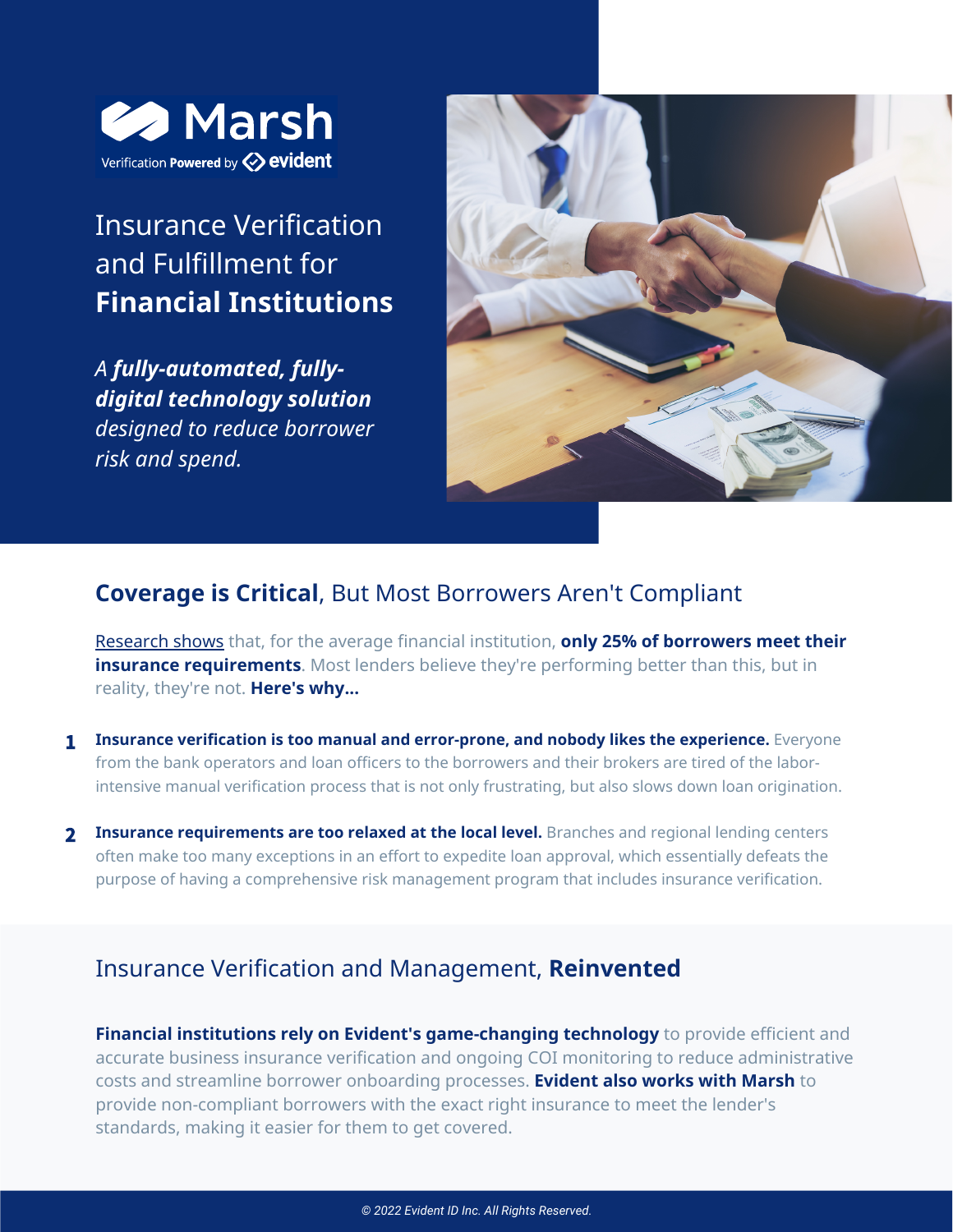Marsh

Verification **Powered** by evident

# Insurance Verification and Fulfillment for **Financial Institutions**

*A* ***fully-automated, fully-digital technology solution*** *designed to reduce borrower risk and spend.*

## **Coverage is Critical**, But Most Borrowers Aren't Compliant

Research shows that, for the average financial institution, **only 25% of borrowers meet their insurance requirements**. Most lenders believe they're performing better than this, but in reality, they're not. **Here's why...**

1. **Insurance verification is too manual and error-prone, and nobody likes the experience.** Everyone from the bank operators and loan officers to the borrowers and their brokers are tired of the labor-intensive manual verification process that is not only frustrating, but also slows down loan origination.

2. **Insurance requirements are too relaxed at the local level.** Branches and regional lending centers often make too many exceptions in an effort to expedite loan approval, which essentially defeats the purpose of having a comprehensive risk management program that includes insurance verification.

## Insurance Verification and Management, **Reinvented**

**Financial institutions rely on Evident's game-changing technology** to provide efficient and accurate business insurance verification and ongoing COI monitoring to reduce administrative costs and streamline borrower onboarding processes. **Evident also works with Marsh** to provide non-compliant borrowers with the exact right insurance to meet the lender's standards, making it easier for them to get covered.

*© 2022 Evident ID Inc. All Rights Reserved.*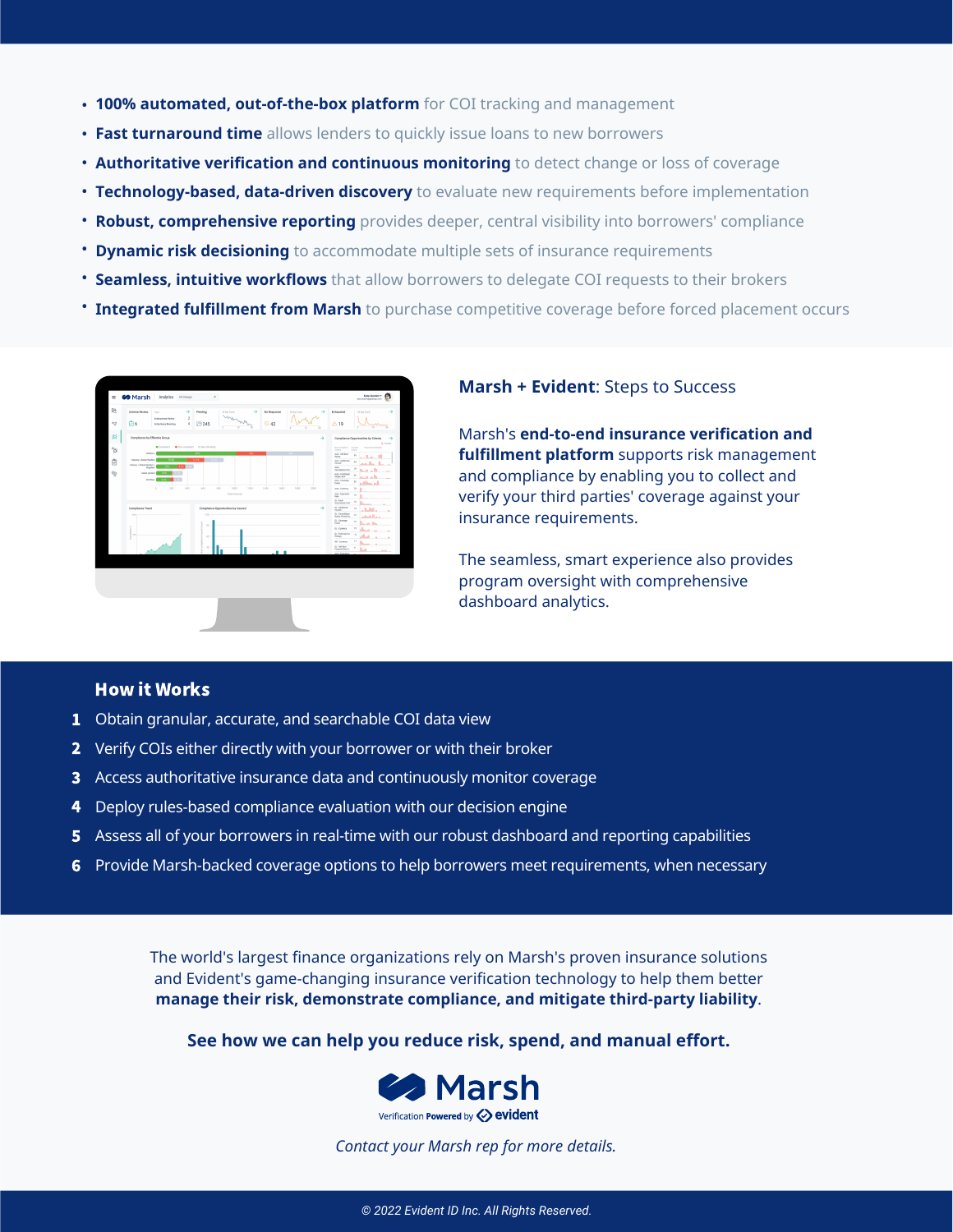- **100% automated, out-of-the-box platform** for COI tracking and management
- **Fast turnaround time** allows lenders to quickly issue loans to new borrowers
- **Authoritative verification and continuous monitoring** to detect change or loss of coverage
- **Technology-based, data-driven discovery** to evaluate new requirements before implementation
- **Robust, comprehensive reporting** provides deeper, central visibility into borrowers' compliance
- **Dynamic risk decisioning** to accommodate multiple sets of insurance requirements
- **Seamless, intuitive workflows** that allow borrowers to delegate COI requests to their brokers
- **Integrated fulfillment from Marsh** to purchase competitive coverage before forced placement occurs

## **Marsh + Evident**: Steps to Success

Marsh's **end-to-end insurance verification and fulfillment platform** supports risk management and compliance by enabling you to collect and verify your third parties' coverage against your insurance requirements.

The seamless, smart experience also provides program oversight with comprehensive dashboard analytics.

## How it Works

1. Obtain granular, accurate, and searchable COI data view
2. Verify COIs either directly with your borrower or with their broker
3. Access authoritative insurance data and continuously monitor coverage
4. Deploy rules-based compliance evaluation with our decision engine
5. Assess all of your borrowers in real-time with our robust dashboard and reporting capabilities
6. Provide Marsh-backed coverage options to help borrowers meet requirements, when necessary

The world's largest finance organizations rely on Marsh's proven insurance solutions and Evident's game-changing insurance verification technology to help them better **manage their risk, demonstrate compliance, and mitigate third-party liability**.

**See how we can help you reduce risk, spend, and manual effort.**

Marsh

Verification **Powered** by evident

*Contact your Marsh rep for more details.*

*© 2022 Evident ID Inc. All Rights Reserved.*